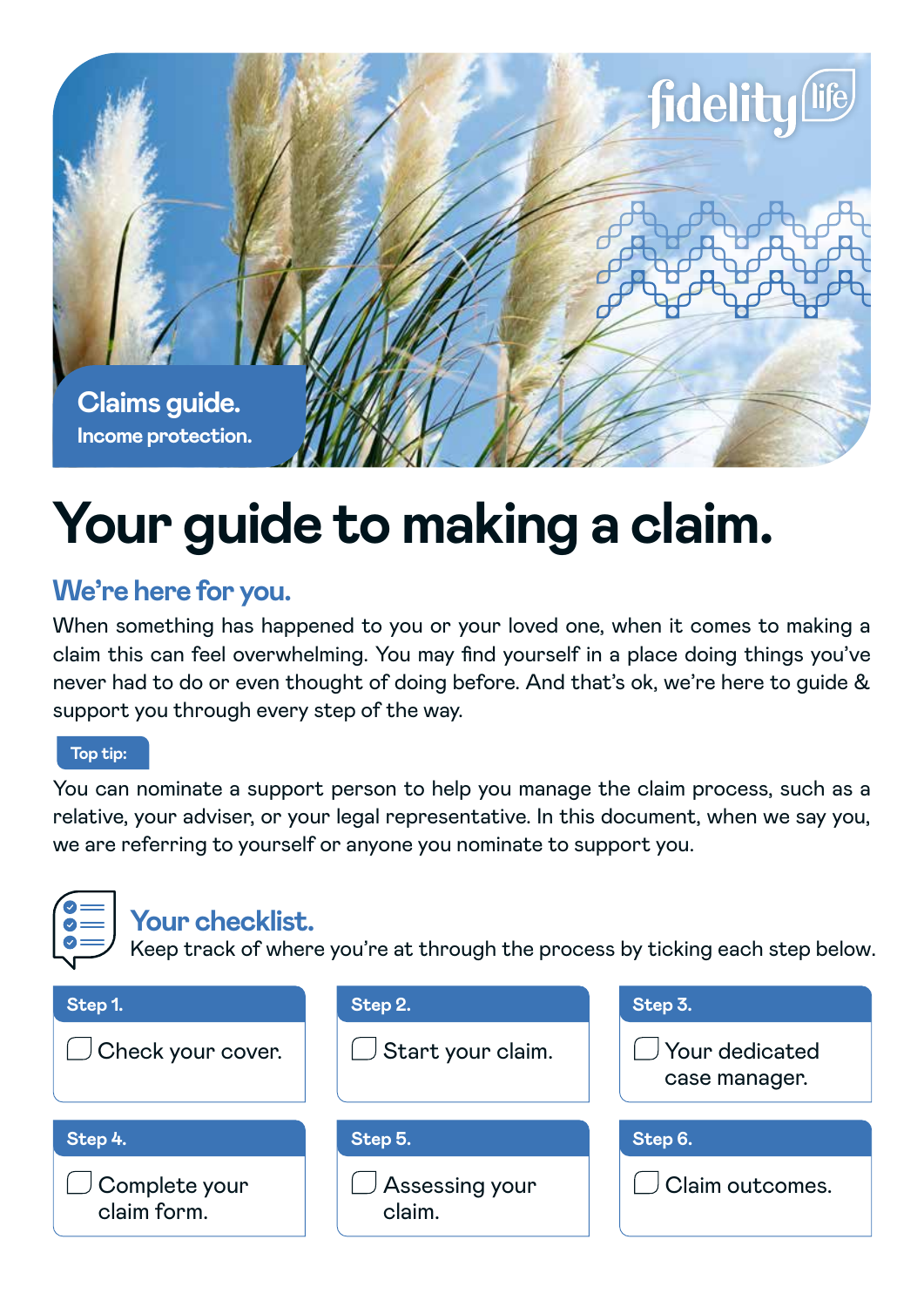Claims guide.
Income protection.

# Your guide to making a claim.

## We're here for you.

When something has happened to you or your loved one, when it comes to making a claim this can feel overwhelming. You may find yourself in a place doing things you've never had to do or even thought of doing before. And that's ok, we're here to guide & support you through every step of the way.

**Top tip:**

You can nominate a support person to help you manage the claim process, such as a relative, your adviser, or your legal representative. In this document, when we say you, we are referring to yourself or anyone you nominate to support you.

## Your checklist.

Keep track of where you're at through the process by ticking each step below.

| Step 1. | Step 2. | Step 3. |
|---|---|---|
| ☐ Check your cover. | ☐ Start your claim. | ☐ Your dedicated case manager. |

| Step 4. | Step 5. | Step 6. |
|---|---|---|
| ☐ Complete your claim form. | ☐ Assessing your claim. | ☐ Claim outcomes. |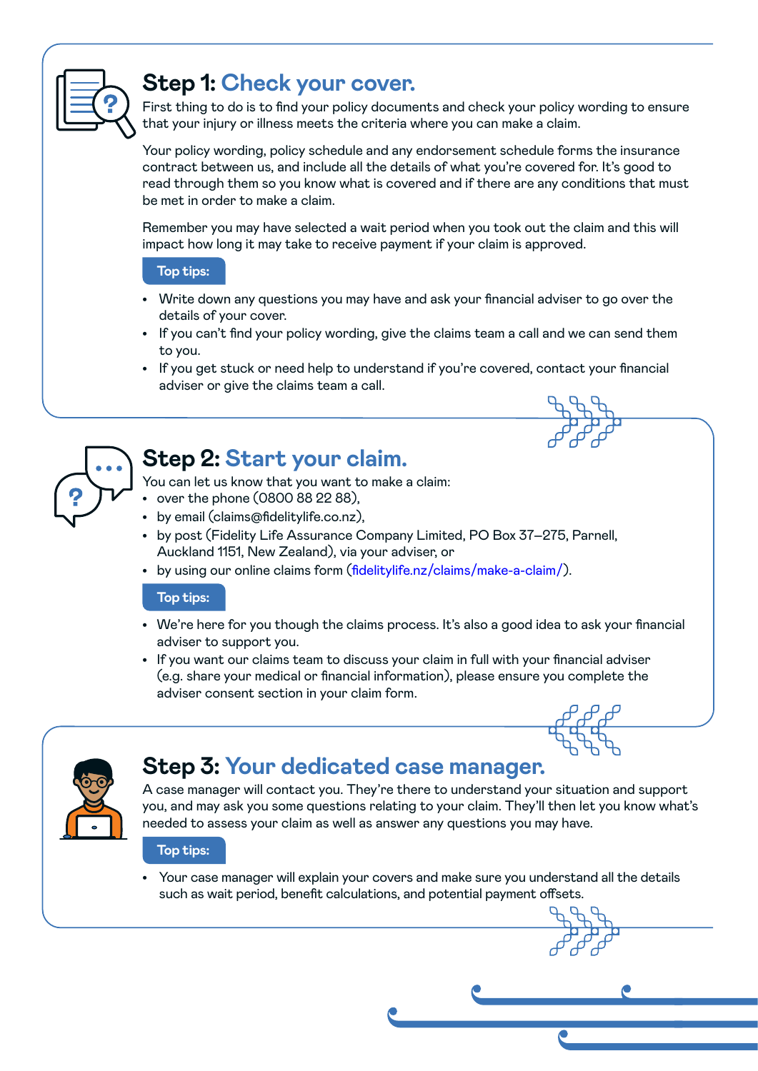## Step 1: Check your cover.

First thing to do is to find your policy documents and check your policy wording to ensure that your injury or illness meets the criteria where you can make a claim.

Your policy wording, policy schedule and any endorsement schedule forms the insurance contract between us, and include all the details of what you're covered for. It's good to read through them so you know what is covered and if there are any conditions that must be met in order to make a claim.

Remember you may have selected a wait period when you took out the claim and this will impact how long it may take to receive payment if your claim is approved.

**Top tips:**

- Write down any questions you may have and ask your financial adviser to go over the details of your cover.
- If you can't find your policy wording, give the claims team a call and we can send them to you.
- If you get stuck or need help to understand if you're covered, contact your financial adviser or give the claims team a call.

## Step 2: Start your claim.

You can let us know that you want to make a claim:

- over the phone (0800 88 22 88),
- by email (claims@fidelitylife.co.nz),
- by post (Fidelity Life Assurance Company Limited, PO Box 37–275, Parnell, Auckland 1151, New Zealand), via your adviser, or
- by using our online claims form (fidelitylife.nz/claims/make-a-claim/).

**Top tips:**

- We're here for you though the claims process. It's also a good idea to ask your financial adviser to support you.
- If you want our claims team to discuss your claim in full with your financial adviser (e.g. share your medical or financial information), please ensure you complete the adviser consent section in your claim form.

## Step 3: Your dedicated case manager.

A case manager will contact you. They're there to understand your situation and support you, and may ask you some questions relating to your claim. They'll then let you know what's needed to assess your claim as well as answer any questions you may have.

**Top tips:**

- Your case manager will explain your covers and make sure you understand all the details such as wait period, benefit calculations, and potential payment offsets.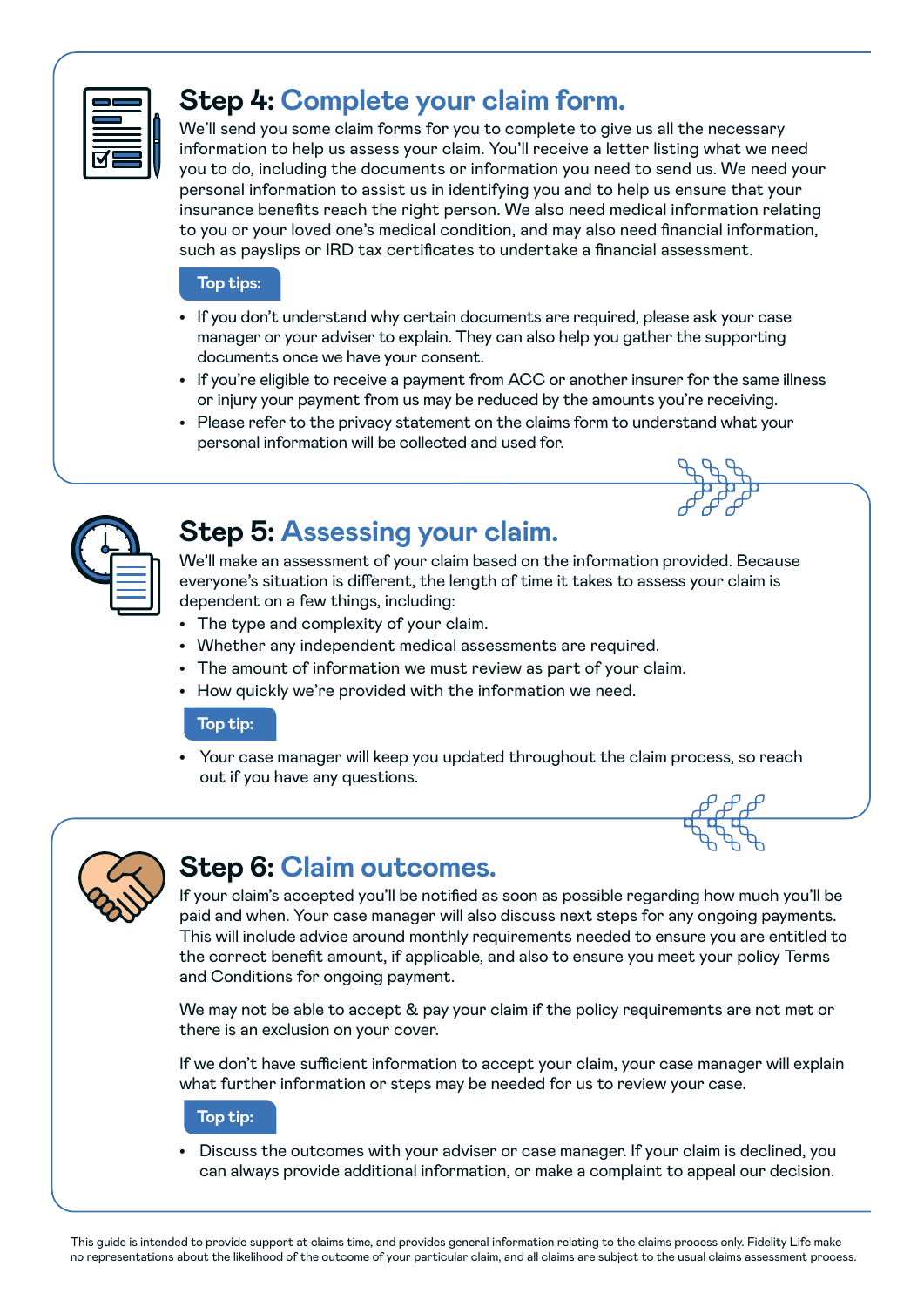## Step 4: Complete your claim form.

We'll send you some claim forms for you to complete to give us all the necessary information to help us assess your claim. You'll receive a letter listing what we need you to do, including the documents or information you need to send us. We need your personal information to assist us in identifying you and to help us ensure that your insurance benefits reach the right person. We also need medical information relating to you or your loved one's medical condition, and may also need financial information, such as payslips or IRD tax certificates to undertake a financial assessment.

**Top tips:**

- If you don't understand why certain documents are required, please ask your case manager or your adviser to explain. They can also help you gather the supporting documents once we have your consent.
- If you're eligible to receive a payment from ACC or another insurer for the same illness or injury your payment from us may be reduced by the amounts you're receiving.
- Please refer to the privacy statement on the claims form to understand what your personal information will be collected and used for.

## Step 5: Assessing your claim.

We'll make an assessment of your claim based on the information provided. Because everyone's situation is different, the length of time it takes to assess your claim is dependent on a few things, including:

- The type and complexity of your claim.
- Whether any independent medical assessments are required.
- The amount of information we must review as part of your claim.
- How quickly we're provided with the information we need.

**Top tip:**

- Your case manager will keep you updated throughout the claim process, so reach out if you have any questions.

## Step 6: Claim outcomes.

If your claim's accepted you'll be notified as soon as possible regarding how much you'll be paid and when. Your case manager will also discuss next steps for any ongoing payments. This will include advice around monthly requirements needed to ensure you are entitled to the correct benefit amount, if applicable, and also to ensure you meet your policy Terms and Conditions for ongoing payment.

We may not be able to accept & pay your claim if the policy requirements are not met or there is an exclusion on your cover.

If we don't have sufficient information to accept your claim, your case manager will explain what further information or steps may be needed for us to review your case.

**Top tip:**

- Discuss the outcomes with your adviser or case manager. If your claim is declined, you can always provide additional information, or make a complaint to appeal our decision.

This guide is intended to provide support at claims time, and provides general information relating to the claims process only. Fidelity Life make no representations about the likelihood of the outcome of your particular claim, and all claims are subject to the usual claims assessment process.